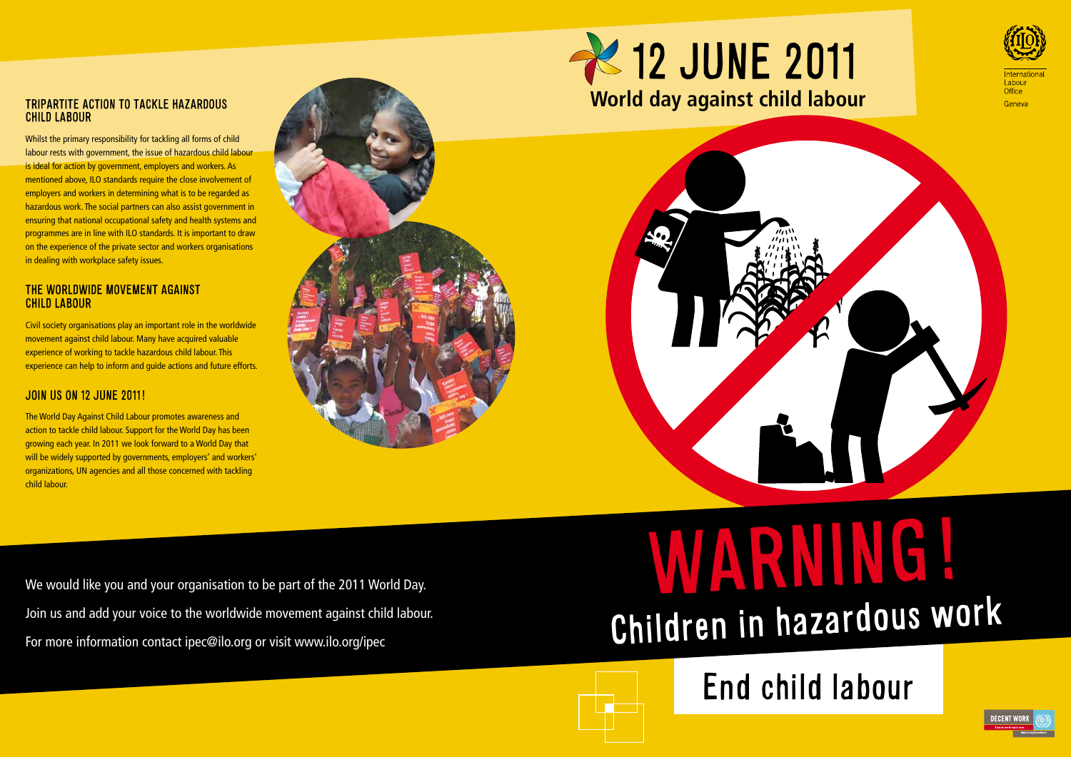# 12 JUNE 2011

## World day against child labour

International Labour Office Geneva

### TRIPARTITE ACTION TO TACKLE HAZARDOUS CHILD LABOUR

Whilst the primary responsibility for tackling all forms of child labour rests with government, the issue of hazardous child labour is ideal for action by government, employers and workers. As mentioned above, ILO standards require the close involvement of employers and workers in determining what is to be regarded as hazardous work. The social partners can also assist government in ensuring that national occupational safety and health systems and programmes are in line with ILO standards. It is important to draw on the experience of the private sector and workers organisations in dealing with workplace safety issues.

### THE WORLDWIDE MOVEMENT AGAINST CHILD LABOUR

Civil society organisations play an important role in the worldwide movement against child labour. Many have acquired valuable experience of working to tackle hazardous child labour. This experience can help to inform and guide actions and future efforts.

### JOIN US ON 12 JUNE 2011!

The World Day Against Child Labour promotes awareness and action to tackle child labour. Support for the World Day has been growing each year. In 2011 we look forward to a World Day that will be widely supported by governments, employers' and workers' organizations, UN agencies and all those concerned with tackling child labour.

We would like you and your organisation to be part of the 2011 World Day.

Join us and add your voice to the worldwide movement against child labour.

For more information contact ipec@ilo.org or visit www.ilo.org/ipec

# WARNING!

## Children in hazardous work

## End child labour

DECENT WORK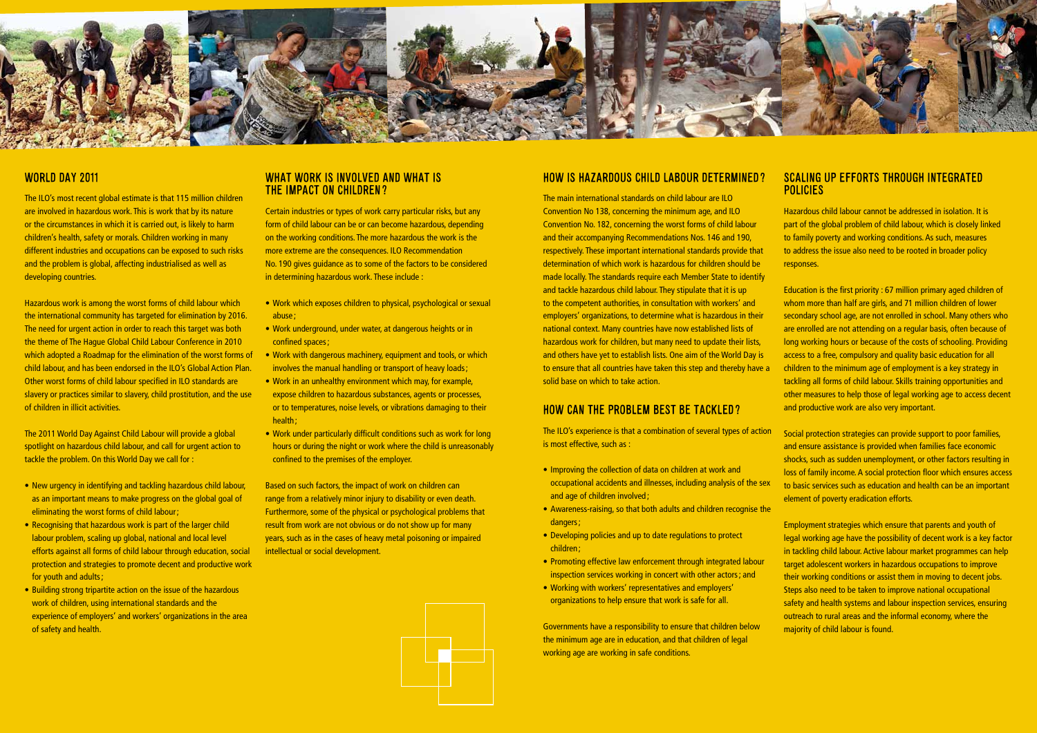## WORLD DAY 2011

The ILO's most recent global estimate is that 115 million children are involved in hazardous work. This is work that by its nature or the circumstances in which it is carried out, is likely to harm children's health, safety or morals. Children working in many different industries and occupations can be exposed to such risks and the problem is global, affecting industrialised as well as developing countries.

Hazardous work is among the worst forms of child labour which the international community has targeted for elimination by 2016. The need for urgent action in order to reach this target was both the theme of The Hague Global Child Labour Conference in 2010 which adopted a Roadmap for the elimination of the worst forms of child labour, and has been endorsed in the ILO's Global Action Plan. Other worst forms of child labour specified in ILO standards are slavery or practices similar to slavery, child prostitution, and the use of children in illicit activities.

The 2011 World Day Against Child Labour will provide a global spotlight on hazardous child labour, and call for urgent action to tackle the problem. On this World Day we call for :

- New urgency in identifying and tackling hazardous child labour, as an important means to make progress on the global goal of eliminating the worst forms of child labour ;
- Recognising that hazardous work is part of the larger child labour problem, scaling up global, national and local level efforts against all forms of child labour through education, social protection and strategies to promote decent and productive work for youth and adults ;
- Building strong tripartite action on the issue of the hazardous work of children, using international standards and the experience of employers' and workers' organizations in the area of safety and health.

## WHAT WORK IS INVOLVED AND WHAT IS THE IMPACT ON CHILDREN ?

Certain industries or types of work carry particular risks, but any form of child labour can be or can become hazardous, depending on the working conditions. The more hazardous the work is the more extreme are the consequences. ILO Recommendation No. 190 gives guidance as to some of the factors to be considered in determining hazardous work. These include :

- Work which exposes children to physical, psychological or sexual abuse ;
- Work underground, under water, at dangerous heights or in confined spaces ;
- Work with dangerous machinery, equipment and tools, or which involves the manual handling or transport of heavy loads ;
- Work in an unhealthy environment which may, for example, expose children to hazardous substances, agents or processes, or to temperatures, noise levels, or vibrations damaging to their health ;
- Work under particularly difficult conditions such as work for long hours or during the night or work where the child is unreasonably confined to the premises of the employer.

Based on such factors, the impact of work on children can range from a relatively minor injury to disability or even death. Furthermore, some of the physical or psychological problems that result from work are not obvious or do not show up for many years, such as in the cases of heavy metal poisoning or impaired intellectual or social development.

## HOW IS HAZARDOUS CHILD LABOUR DETERMINED ?

The main international standards on child labour are ILO Convention No 138, concerning the minimum age, and ILO Convention No. 182, concerning the worst forms of child labour and their accompanying Recommendations Nos. 146 and 190, respectively. These important international standards provide that determination of which work is hazardous for children should be made locally. The standards require each Member State to identify and tackle hazardous child labour. They stipulate that it is up to the competent authorities, in consultation with workers' and employers' organizations, to determine what is hazardous in their national context. Many countries have now established lists of hazardous work for children, but many need to update their lists, and others have yet to establish lists. One aim of the World Day is to ensure that all countries have taken this step and thereby have a solid base on which to take action.

## HOW CAN THE PROBLEM BEST BE TACKLED ?

The ILO's experience is that a combination of several types of action is most effective, such as :

- Improving the collection of data on children at work and occupational accidents and illnesses, including analysis of the sex and age of children involved ;
- Awareness-raising, so that both adults and children recognise the dangers ;
- Developing policies and up to date regulations to protect children ;
- Promoting effective law enforcement through integrated labour inspection services working in concert with other actors ; and
- Working with workers' representatives and employers' organizations to help ensure that work is safe for all.

Governments have a responsibility to ensure that children below the minimum age are in education, and that children of legal working age are working in safe conditions.

## SCALING UP EFFORTS THROUGH INTEGRATED POLICIES

Hazardous child labour cannot be addressed in isolation. It is part of the global problem of child labour, which is closely linked to family poverty and working conditions. As such, measures to address the issue also need to be rooted in broader policy responses.

Education is the first priority : 67 million primary aged children of whom more than half are girls, and 71 million children of lower secondary school age, are not enrolled in school. Many others who are enrolled are not attending on a regular basis, often because of long working hours or because of the costs of schooling. Providing access to a free, compulsory and quality basic education for all children to the minimum age of employment is a key strategy in tackling all forms of child labour. Skills training opportunities and other measures to help those of legal working age to access decent and productive work are also very important.

Social protection strategies can provide support to poor families, and ensure assistance is provided when families face economic shocks, such as sudden unemployment, or other factors resulting in loss of family income. A social protection floor which ensures access to basic services such as education and health can be an important element of poverty eradication efforts.

Employment strategies which ensure that parents and youth of legal working age have the possibility of decent work is a key factor in tackling child labour. Active labour market programmes can help target adolescent workers in hazardous occupations to improve their working conditions or assist them in moving to decent jobs. Steps also need to be taken to improve national occupational safety and health systems and labour inspection services, ensuring outreach to rural areas and the informal economy, where the majority of child labour is found.